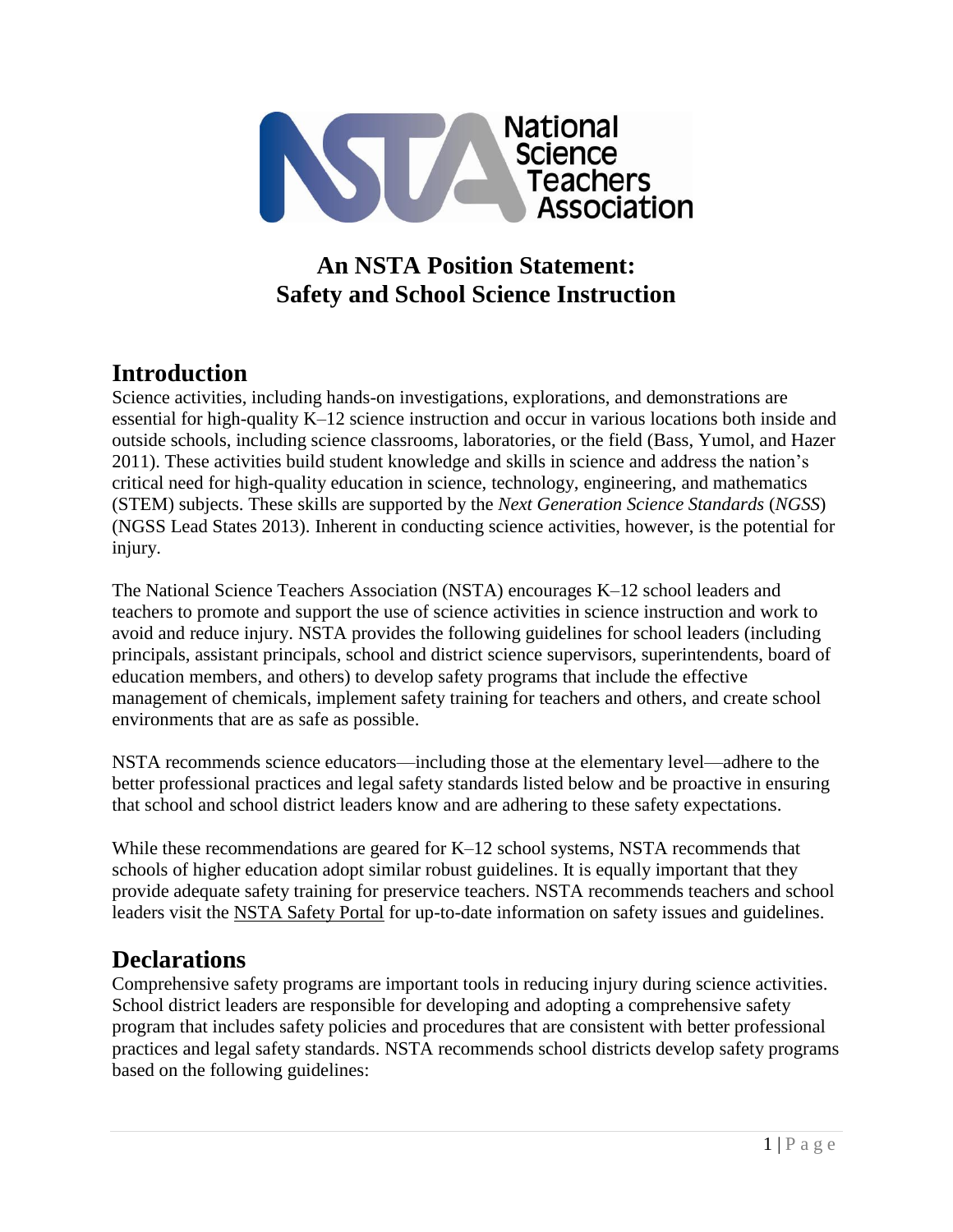# An NSTA Position Statement: Safety and School Science Instruction

## Introduction

Science activities, including hands-on investigations, explorations, and demonstrations are essential for high-quality K–12 science instruction and occur in various locations both inside and outside schools, including science classrooms, laboratories, or the field (Bass, Yumol, and Hazer 2011). These activities build student knowledge and skills in science and address the nation's critical need for high-quality education in science, technology, engineering, and mathematics (STEM) subjects. These skills are supported by the *Next Generation Science Standards* (*NGSS*) (NGSS Lead States 2013). Inherent in conducting science activities, however, is the potential for injury.

The National Science Teachers Association (NSTA) encourages K–12 school leaders and teachers to promote and support the use of science activities in science instruction and work to avoid and reduce injury. NSTA provides the following guidelines for school leaders (including principals, assistant principals, school and district science supervisors, superintendents, board of education members, and others) to develop safety programs that include the effective management of chemicals, implement safety training for teachers and others, and create school environments that are as safe as possible.

NSTA recommends science educators—including those at the elementary level—adhere to the better professional practices and legal safety standards listed below and be proactive in ensuring that school and school district leaders know and are adhering to these safety expectations.

While these recommendations are geared for K–12 school systems, NSTA recommends that schools of higher education adopt similar robust guidelines. It is equally important that they provide adequate safety training for preservice teachers. NSTA recommends teachers and school leaders visit the NSTA Safety Portal for up-to-date information on safety issues and guidelines.

## Declarations

Comprehensive safety programs are important tools in reducing injury during science activities. School district leaders are responsible for developing and adopting a comprehensive safety program that includes safety policies and procedures that are consistent with better professional practices and legal safety standards. NSTA recommends school districts develop safety programs based on the following guidelines: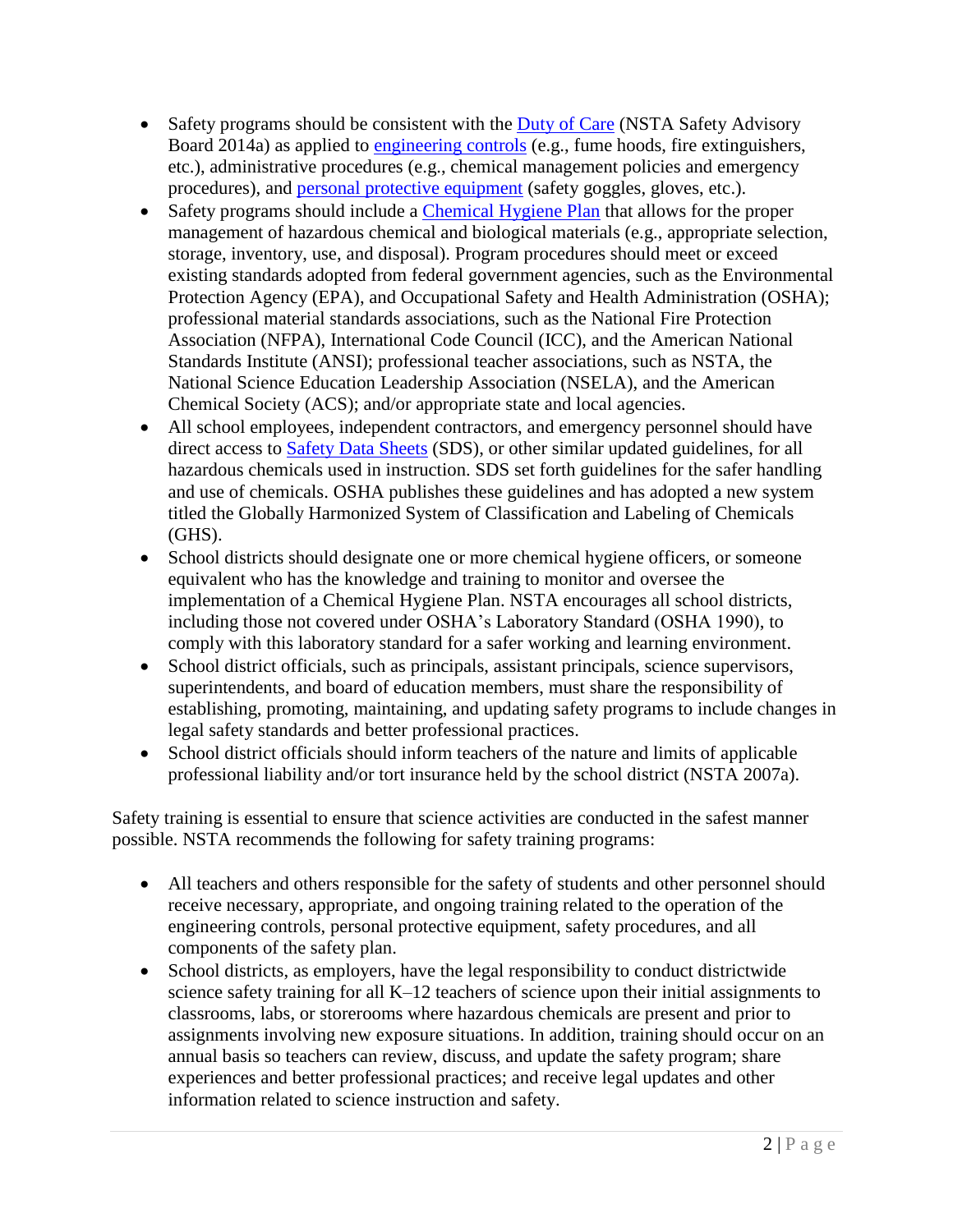- Safety programs should be consistent with the Duty of Care (NSTA Safety Advisory Board 2014a) as applied to engineering controls (e.g., fume hoods, fire extinguishers, etc.), administrative procedures (e.g., chemical management policies and emergency procedures), and personal protective equipment (safety goggles, gloves, etc.).
- Safety programs should include a Chemical Hygiene Plan that allows for the proper management of hazardous chemical and biological materials (e.g., appropriate selection, storage, inventory, use, and disposal). Program procedures should meet or exceed existing standards adopted from federal government agencies, such as the Environmental Protection Agency (EPA), and Occupational Safety and Health Administration (OSHA); professional material standards associations, such as the National Fire Protection Association (NFPA), International Code Council (ICC), and the American National Standards Institute (ANSI); professional teacher associations, such as NSTA, the National Science Education Leadership Association (NSELA), and the American Chemical Society (ACS); and/or appropriate state and local agencies.
- All school employees, independent contractors, and emergency personnel should have direct access to Safety Data Sheets (SDS), or other similar updated guidelines, for all hazardous chemicals used in instruction. SDS set forth guidelines for the safer handling and use of chemicals. OSHA publishes these guidelines and has adopted a new system titled the Globally Harmonized System of Classification and Labeling of Chemicals (GHS).
- School districts should designate one or more chemical hygiene officers, or someone equivalent who has the knowledge and training to monitor and oversee the implementation of a Chemical Hygiene Plan. NSTA encourages all school districts, including those not covered under OSHA's Laboratory Standard (OSHA 1990), to comply with this laboratory standard for a safer working and learning environment.
- School district officials, such as principals, assistant principals, science supervisors, superintendents, and board of education members, must share the responsibility of establishing, promoting, maintaining, and updating safety programs to include changes in legal safety standards and better professional practices.
- School district officials should inform teachers of the nature and limits of applicable professional liability and/or tort insurance held by the school district (NSTA 2007a).

Safety training is essential to ensure that science activities are conducted in the safest manner possible. NSTA recommends the following for safety training programs:

- All teachers and others responsible for the safety of students and other personnel should receive necessary, appropriate, and ongoing training related to the operation of the engineering controls, personal protective equipment, safety procedures, and all components of the safety plan.
- School districts, as employers, have the legal responsibility to conduct districtwide science safety training for all K–12 teachers of science upon their initial assignments to classrooms, labs, or storerooms where hazardous chemicals are present and prior to assignments involving new exposure situations. In addition, training should occur on an annual basis so teachers can review, discuss, and update the safety program; share experiences and better professional practices; and receive legal updates and other information related to science instruction and safety.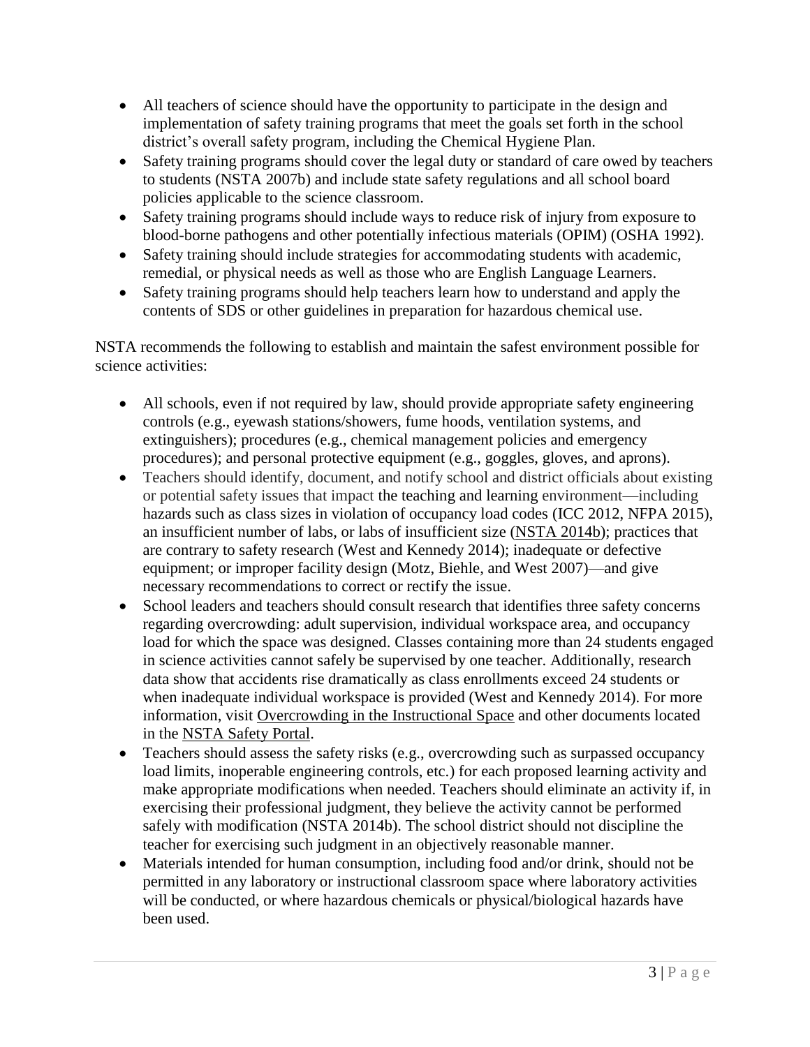- All teachers of science should have the opportunity to participate in the design and implementation of safety training programs that meet the goals set forth in the school district's overall safety program, including the Chemical Hygiene Plan.
- Safety training programs should cover the legal duty or standard of care owed by teachers to students (NSTA 2007b) and include state safety regulations and all school board policies applicable to the science classroom.
- Safety training programs should include ways to reduce risk of injury from exposure to blood-borne pathogens and other potentially infectious materials (OPIM) (OSHA 1992).
- Safety training should include strategies for accommodating students with academic, remedial, or physical needs as well as those who are English Language Learners.
- Safety training programs should help teachers learn how to understand and apply the contents of SDS or other guidelines in preparation for hazardous chemical use.

NSTA recommends the following to establish and maintain the safest environment possible for science activities:

- All schools, even if not required by law, should provide appropriate safety engineering controls (e.g., eyewash stations/showers, fume hoods, ventilation systems, and extinguishers); procedures (e.g., chemical management policies and emergency procedures); and personal protective equipment (e.g., goggles, gloves, and aprons).
- Teachers should identify, document, and notify school and district officials about existing or potential safety issues that impact the teaching and learning environment—including hazards such as class sizes in violation of occupancy load codes (ICC 2012, NFPA 2015), an insufficient number of labs, or labs of insufficient size (NSTA 2014b); practices that are contrary to safety research (West and Kennedy 2014); inadequate or defective equipment; or improper facility design (Motz, Biehle, and West 2007)—and give necessary recommendations to correct or rectify the issue.
- School leaders and teachers should consult research that identifies three safety concerns regarding overcrowding: adult supervision, individual workspace area, and occupancy load for which the space was designed. Classes containing more than 24 students engaged in science activities cannot safely be supervised by one teacher. Additionally, research data show that accidents rise dramatically as class enrollments exceed 24 students or when inadequate individual workspace is provided (West and Kennedy 2014). For more information, visit Overcrowding in the Instructional Space and other documents located in the NSTA Safety Portal.
- Teachers should assess the safety risks (e.g., overcrowding such as surpassed occupancy load limits, inoperable engineering controls, etc.) for each proposed learning activity and make appropriate modifications when needed. Teachers should eliminate an activity if, in exercising their professional judgment, they believe the activity cannot be performed safely with modification (NSTA 2014b). The school district should not discipline the teacher for exercising such judgment in an objectively reasonable manner.
- Materials intended for human consumption, including food and/or drink, should not be permitted in any laboratory or instructional classroom space where laboratory activities will be conducted, or where hazardous chemicals or physical/biological hazards have been used.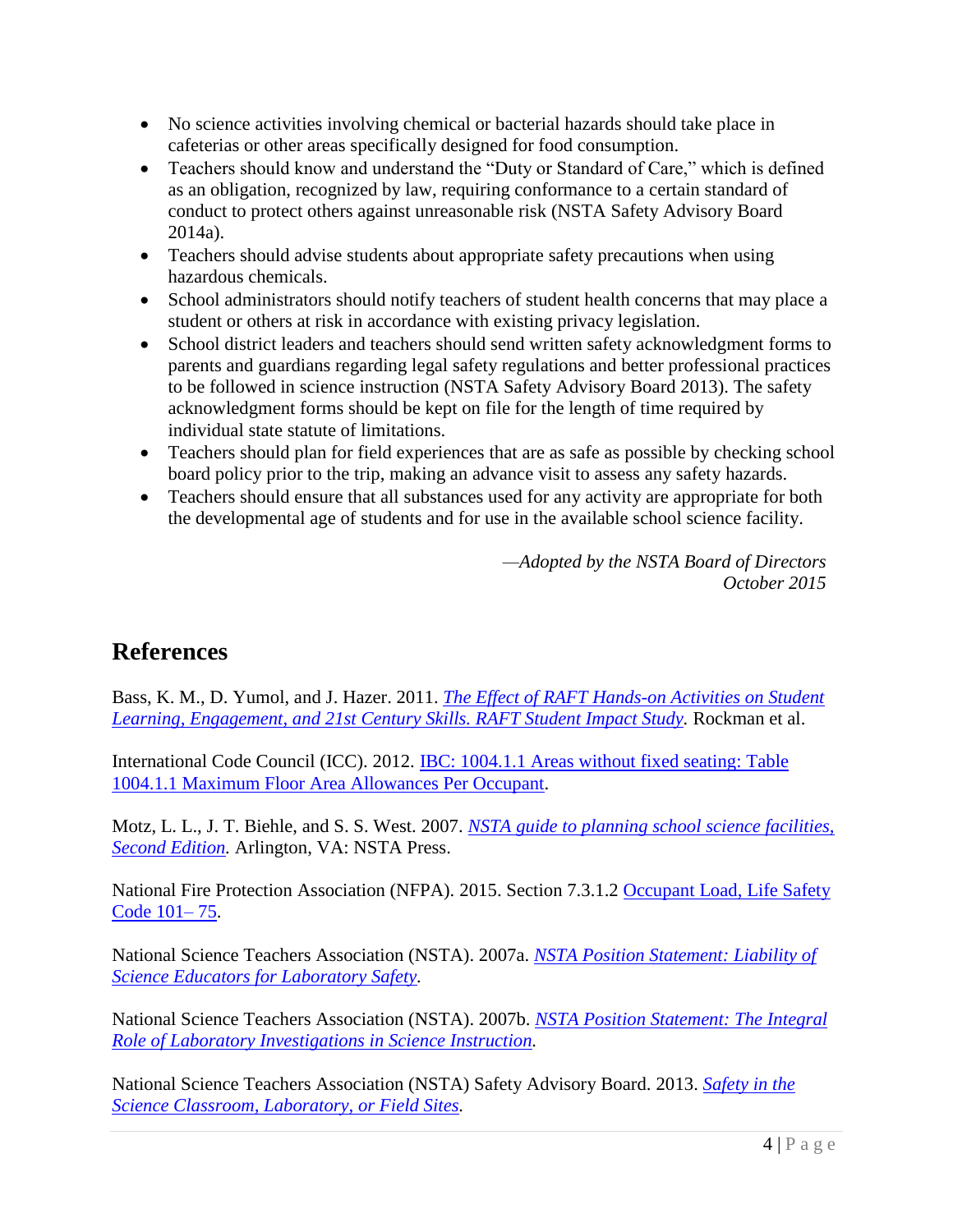- No science activities involving chemical or bacterial hazards should take place in cafeterias or other areas specifically designed for food consumption.
- Teachers should know and understand the "Duty or Standard of Care," which is defined as an obligation, recognized by law, requiring conformance to a certain standard of conduct to protect others against unreasonable risk (NSTA Safety Advisory Board 2014a).
- Teachers should advise students about appropriate safety precautions when using hazardous chemicals.
- School administrators should notify teachers of student health concerns that may place a student or others at risk in accordance with existing privacy legislation.
- School district leaders and teachers should send written safety acknowledgment forms to parents and guardians regarding legal safety regulations and better professional practices to be followed in science instruction (NSTA Safety Advisory Board 2013). The safety acknowledgment forms should be kept on file for the length of time required by individual state statute of limitations.
- Teachers should plan for field experiences that are as safe as possible by checking school board policy prior to the trip, making an advance visit to assess any safety hazards.
- Teachers should ensure that all substances used for any activity are appropriate for both the developmental age of students and for use in the available school science facility.

*—Adopted by the NSTA Board of Directors*
*October 2015*

## References

Bass, K. M., D. Yumol, and J. Hazer. 2011. *The Effect of RAFT Hands-on Activities on Student Learning, Engagement, and 21st Century Skills. RAFT Student Impact Study*. Rockman et al.

International Code Council (ICC). 2012. IBC: 1004.1.1 Areas without fixed seating: Table 1004.1.1 Maximum Floor Area Allowances Per Occupant.

Motz, L. L., J. T. Biehle, and S. S. West. 2007. *NSTA guide to planning school science facilities, Second Edition*. Arlington, VA: NSTA Press.

National Fire Protection Association (NFPA). 2015. Section 7.3.1.2 Occupant Load, Life Safety Code 101– 75.

National Science Teachers Association (NSTA). 2007a. *NSTA Position Statement: Liability of Science Educators for Laboratory Safety*.

National Science Teachers Association (NSTA). 2007b. *NSTA Position Statement: The Integral Role of Laboratory Investigations in Science Instruction*.

National Science Teachers Association (NSTA) Safety Advisory Board. 2013. *Safety in the Science Classroom, Laboratory, or Field Sites*.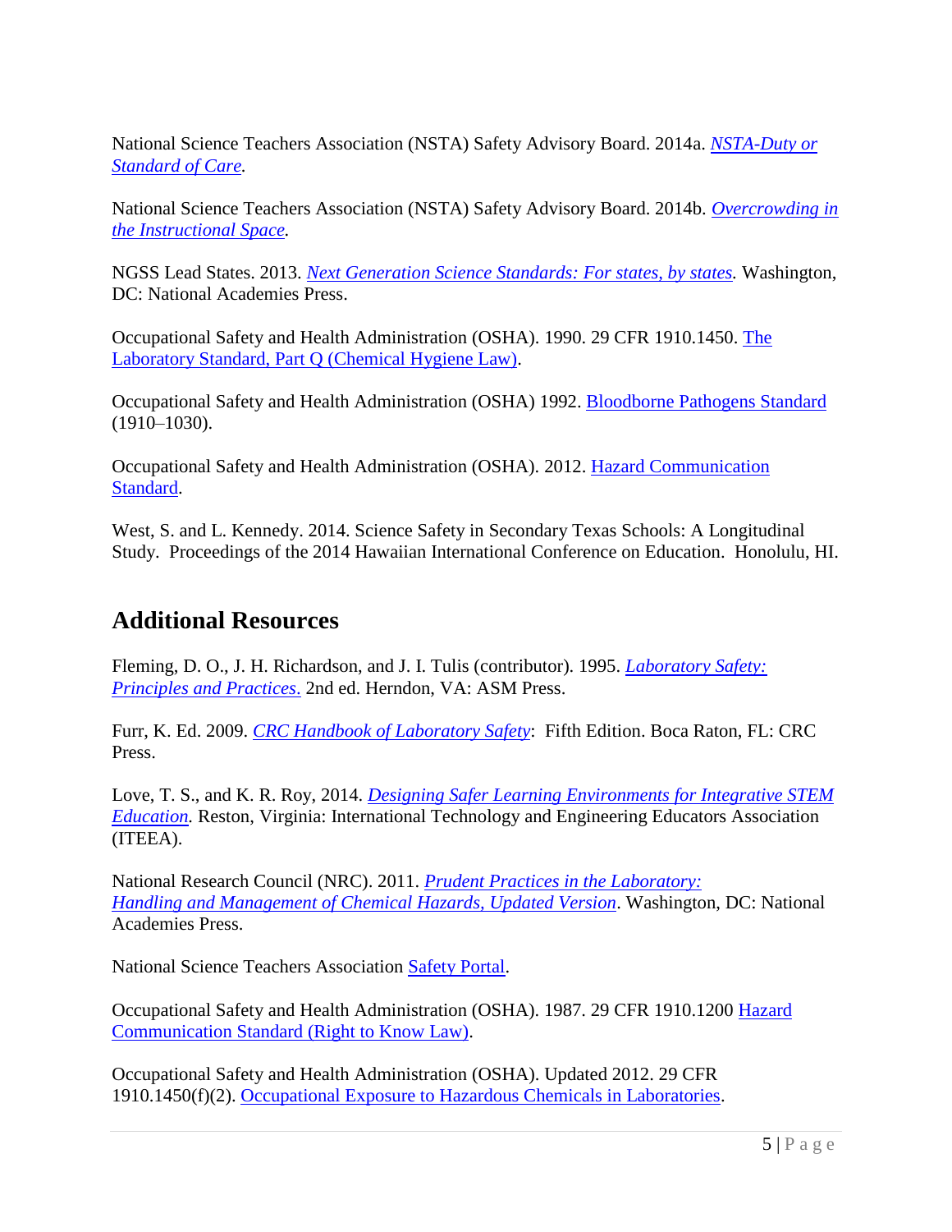National Science Teachers Association (NSTA) Safety Advisory Board. 2014a. *NSTA-Duty or Standard of Care.*

National Science Teachers Association (NSTA) Safety Advisory Board. 2014b. *Overcrowding in the Instructional Space.*

NGSS Lead States. 2013. *Next Generation Science Standards: For states, by states.* Washington, DC: National Academies Press.

Occupational Safety and Health Administration (OSHA). 1990. 29 CFR 1910.1450. The Laboratory Standard, Part Q (Chemical Hygiene Law).

Occupational Safety and Health Administration (OSHA) 1992. Bloodborne Pathogens Standard (1910–1030).

Occupational Safety and Health Administration (OSHA). 2012. Hazard Communication Standard.

West, S. and L. Kennedy. 2014. Science Safety in Secondary Texas Schools: A Longitudinal Study. Proceedings of the 2014 Hawaiian International Conference on Education. Honolulu, HI.

## Additional Resources

Fleming, D. O., J. H. Richardson, and J. I. Tulis (contributor). 1995. *Laboratory Safety: Principles and Practices*. 2nd ed. Herndon, VA: ASM Press.

Furr, K. Ed. 2009. *CRC Handbook of Laboratory Safety*: Fifth Edition. Boca Raton, FL: CRC Press.

Love, T. S., and K. R. Roy, 2014. *Designing Safer Learning Environments for Integrative STEM Education*. Reston, Virginia: International Technology and Engineering Educators Association (ITEEA).

National Research Council (NRC). 2011. *Prudent Practices in the Laboratory: Handling and Management of Chemical Hazards, Updated Version*. Washington, DC: National Academies Press.

National Science Teachers Association Safety Portal.

Occupational Safety and Health Administration (OSHA). 1987. 29 CFR 1910.1200 Hazard Communication Standard (Right to Know Law).

Occupational Safety and Health Administration (OSHA). Updated 2012. 29 CFR 1910.1450(f)(2). Occupational Exposure to Hazardous Chemicals in Laboratories.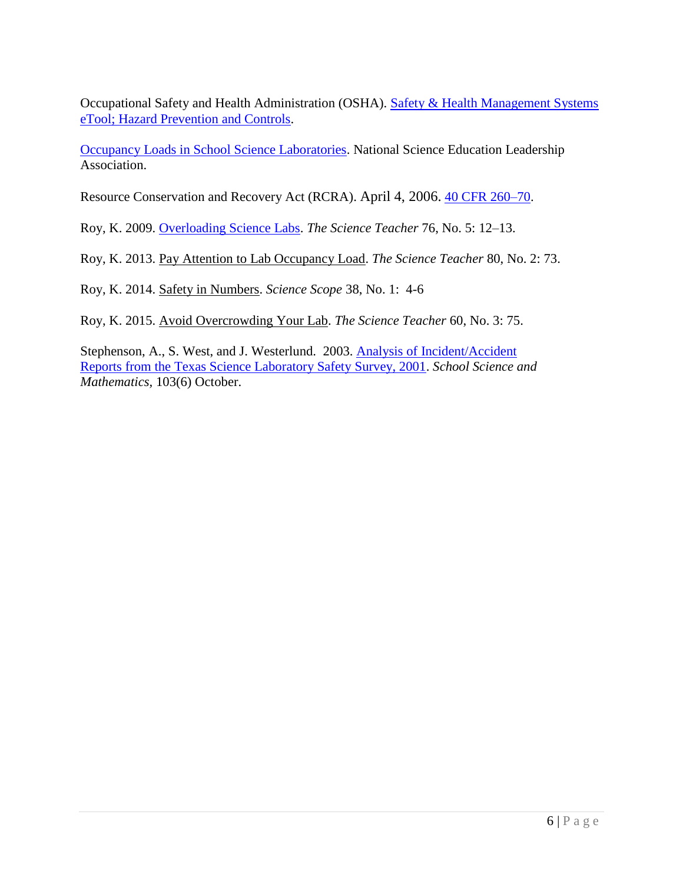Occupational Safety and Health Administration (OSHA). Safety & Health Management Systems eTool; Hazard Prevention and Controls.

Occupancy Loads in School Science Laboratories. National Science Education Leadership Association.

Resource Conservation and Recovery Act (RCRA). April 4, 2006. 40 CFR 260–70.

Roy, K. 2009. Overloading Science Labs. *The Science Teacher* 76, No. 5: 12–13.

Roy, K. 2013. Pay Attention to Lab Occupancy Load. *The Science Teacher* 80, No. 2: 73.

Roy, K. 2014. Safety in Numbers. *Science Scope* 38, No. 1: 4-6

Roy, K. 2015. Avoid Overcrowding Your Lab. *The Science Teacher* 60, No. 3: 75.

Stephenson, A., S. West, and J. Westerlund. 2003. Analysis of Incident/Accident Reports from the Texas Science Laboratory Safety Survey, 2001. *School Science and Mathematics*, 103(6) October.